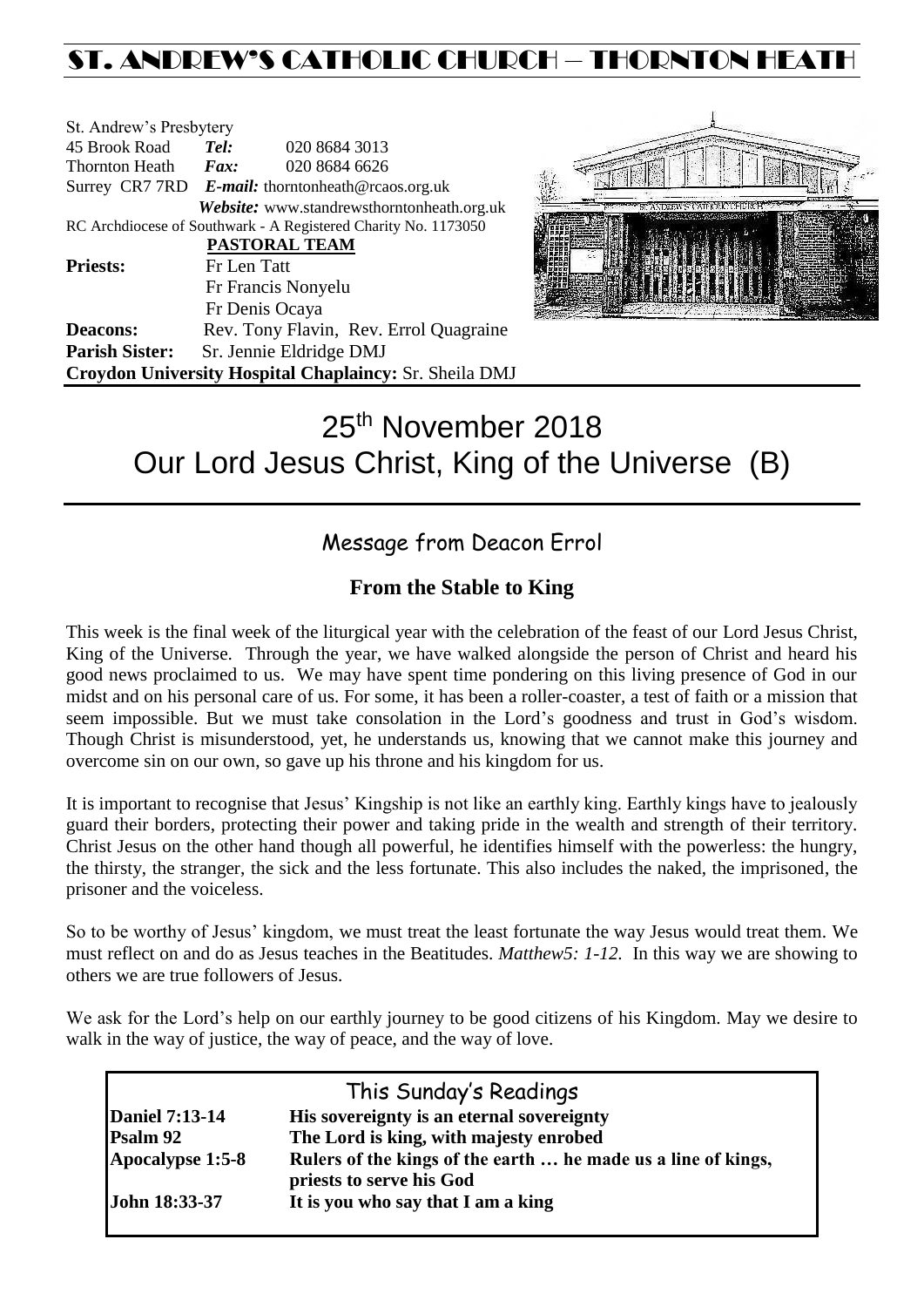# ST. ANDREW'S CATHOLIC CHURCH – THORNTON HEATH

St. Andrew's Presbytery
45 Brook Road *Tel:* 020 8684 3013
Thornton Heath *Fax:* 020 8684 6626
Surrey CR7 7RD *E-mail:* thorntonheath@rcaos.org.uk
*Website:* www.standrewsthorntonheath.org.uk
RC Archdiocese of Southwark - A Registered Charity No. 1173050

**PASTORAL TEAM**

**Priests:** Fr Len Tatt
Fr Francis Nonyelu
Fr Denis Ocaya
**Deacons:** Rev. Tony Flavin, Rev. Errol Quagraine
**Parish Sister:** Sr. Jennie Eldridge DMJ
**Croydon University Hospital Chaplaincy:** Sr. Sheila DMJ

# 25th November 2018
# Our Lord Jesus Christ, King of the Universe (B)

## Message from Deacon Errol

### From the Stable to King

This week is the final week of the liturgical year with the celebration of the feast of our Lord Jesus Christ, King of the Universe. Through the year, we have walked alongside the person of Christ and heard his good news proclaimed to us. We may have spent time pondering on this living presence of God in our midst and on his personal care of us. For some, it has been a roller-coaster, a test of faith or a mission that seem impossible. But we must take consolation in the Lord's goodness and trust in God's wisdom. Though Christ is misunderstood, yet, he understands us, knowing that we cannot make this journey and overcome sin on our own, so gave up his throne and his kingdom for us.

It is important to recognise that Jesus' Kingship is not like an earthly king. Earthly kings have to jealously guard their borders, protecting their power and taking pride in the wealth and strength of their territory. Christ Jesus on the other hand though all powerful, he identifies himself with the powerless: the hungry, the thirsty, the stranger, the sick and the less fortunate. This also includes the naked, the imprisoned, the prisoner and the voiceless.

So to be worthy of Jesus' kingdom, we must treat the least fortunate the way Jesus would treat them. We must reflect on and do as Jesus teaches in the Beatitudes. *Matthew5: 1-12.* In this way we are showing to others we are true followers of Jesus.

We ask for the Lord's help on our earthly journey to be good citizens of his Kingdom. May we desire to walk in the way of justice, the way of peace, and the way of love.

## This Sunday's Readings

| | |
|---|---|
| **Daniel 7:13-14** | **His sovereignty is an eternal sovereignty** |
| **Psalm 92** | **The Lord is king, with majesty enrobed** |
| **Apocalypse 1:5-8** | **Rulers of the kings of the earth … he made us a line of kings, priests to serve his God** |
| **John 18:33-37** | **It is you who say that I am a king** |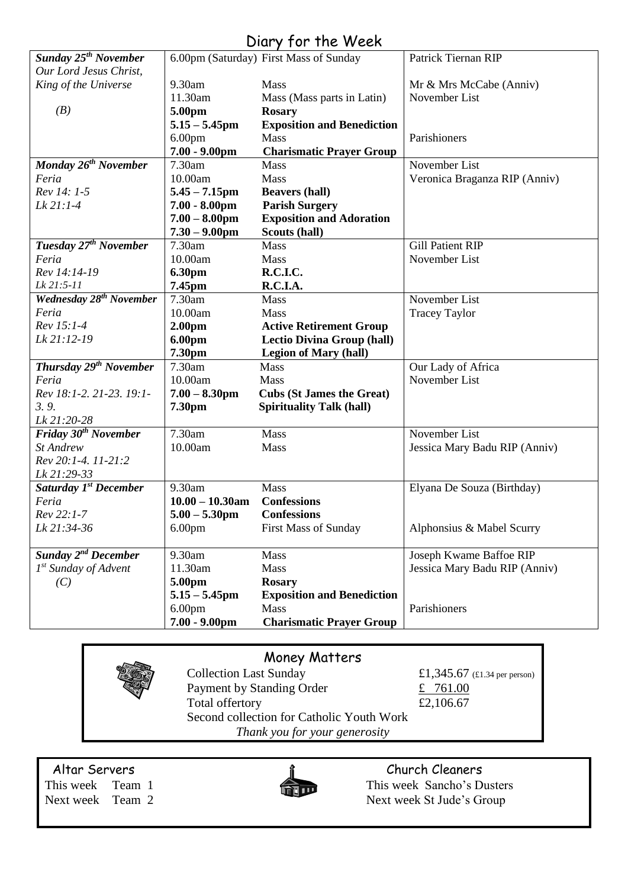# Diary for the Week

| Day | Time | Event | Intention |
|---|---|---|---|
| ***Sunday 25th November*** *Our Lord Jesus Christ, King of the Universe* *(B)* | 6.00pm (Saturday) | First Mass of Sunday | Patrick Tiernan RIP |
| | 9.30am | Mass | Mr & Mrs McCabe (Anniv) |
| | 11.30am | Mass (Mass parts in Latin) | November List |
| | **5.00pm** | **Rosary** | |
| | **5.15 – 5.45pm** | **Exposition and Benediction** | |
| | 6.00pm | Mass | Parishioners |
| | **7.00 - 9.00pm** | **Charismatic Prayer Group** | |
| ***Monday 26th November*** *Feria* *Rev 14: 1-5* *Lk 21:1-4* | 7.30am | Mass | November List |
| | 10.00am | Mass | Veronica Braganza RIP (Anniv) |
| | **5.45 – 7.15pm** | **Beavers (hall)** | |
| | **7.00 - 8.00pm** | **Parish Surgery** | |
| | **7.00 – 8.00pm** | **Exposition and Adoration** | |
| | **7.30 – 9.00pm** | **Scouts (hall)** | |
| ***Tuesday 27th November*** *Feria* *Rev 14:14-19* *Lk 21:5-11* | 7.30am | Mass | Gill Patient RIP |
| | 10.00am | Mass | November List |
| | **6.30pm** | **R.C.I.C.** | |
| | **7.45pm** | **R.C.I.A.** | |
| ***Wednesday 28th November*** *Feria* *Rev 15:1-4* *Lk 21:12-19* | 7.30am | Mass | November List |
| | 10.00am | Mass | Tracey Taylor |
| | **2.00pm** | **Active Retirement Group** | |
| | **6.00pm** | **Lectio Divina Group (hall)** | |
| | **7.30pm** | **Legion of Mary (hall)** | |
| ***Thursday 29th November*** *Feria* *Rev 18:1-2. 21-23. 19:1-3. 9.* *Lk 21:20-28* | 7.30am | Mass | Our Lady of Africa |
| | 10.00am | Mass | November List |
| | **7.00 – 8.30pm** | **Cubs (St James the Great)** | |
| | **7.30pm** | **Spirituality Talk (hall)** | |
| ***Friday 30th November*** *St Andrew* *Rev 20:1-4. 11-21:2* *Lk 21:29-33* | 7.30am | Mass | November List |
| | 10.00am | Mass | Jessica Mary Badu RIP (Anniv) |
| ***Saturday 1st December*** *Feria* *Rev 22:1-7* *Lk 21:34-36* | 9.30am | Mass | Elyana De Souza (Birthday) |
| | **10.00 – 10.30am** | **Confessions** | |
| | **5.00 – 5.30pm** | **Confessions** | |
| | 6.00pm | First Mass of Sunday | Alphonsius & Mabel Scurry |
| ***Sunday 2nd December*** *1st Sunday of Advent* *(C)* | 9.30am | Mass | Joseph Kwame Baffoe RIP |
| | 11.30am | Mass | Jessica Mary Badu RIP (Anniv) |
| | **5.00pm** | **Rosary** | |
| | **5.15 – 5.45pm** | **Exposition and Benediction** | |
| | 6.00pm | Mass | Parishioners |
| | **7.00 - 9.00pm** | **Charismatic Prayer Group** | |

## Money Matters

| | |
|---|---|
| Collection Last Sunday | £1,345.67 (£1.34 per person) |
| Payment by Standing Order | £ 761.00 |
| Total offertory | £2,106.67 |

Second collection for Catholic Youth Work

*Thank you for your generosity*

## Altar Servers

This week Team 1

Next week Team 2

## Church Cleaners

This week Sancho's Dusters

Next week St Jude's Group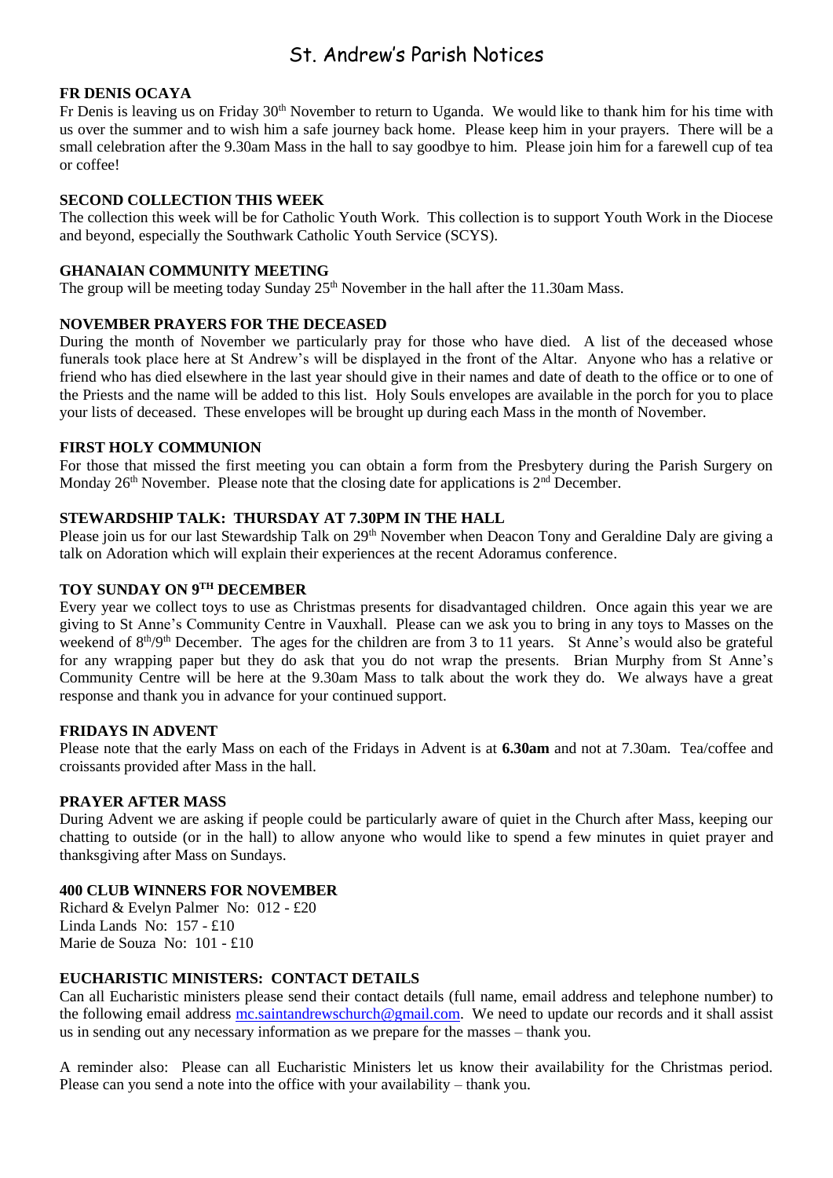# St. Andrew's Parish Notices

## FR DENIS OCAYA

Fr Denis is leaving us on Friday 30th November to return to Uganda. We would like to thank him for his time with us over the summer and to wish him a safe journey back home. Please keep him in your prayers. There will be a small celebration after the 9.30am Mass in the hall to say goodbye to him. Please join him for a farewell cup of tea or coffee!

## SECOND COLLECTION THIS WEEK

The collection this week will be for Catholic Youth Work. This collection is to support Youth Work in the Diocese and beyond, especially the Southwark Catholic Youth Service (SCYS).

## GHANAIAN COMMUNITY MEETING

The group will be meeting today Sunday 25th November in the hall after the 11.30am Mass.

## NOVEMBER PRAYERS FOR THE DECEASED

During the month of November we particularly pray for those who have died. A list of the deceased whose funerals took place here at St Andrew's will be displayed in the front of the Altar. Anyone who has a relative or friend who has died elsewhere in the last year should give in their names and date of death to the office or to one of the Priests and the name will be added to this list. Holy Souls envelopes are available in the porch for you to place your lists of deceased. These envelopes will be brought up during each Mass in the month of November.

## FIRST HOLY COMMUNION

For those that missed the first meeting you can obtain a form from the Presbytery during the Parish Surgery on Monday 26th November. Please note that the closing date for applications is 2nd December.

## STEWARDSHIP TALK: THURSDAY AT 7.30PM IN THE HALL

Please join us for our last Stewardship Talk on 29th November when Deacon Tony and Geraldine Daly are giving a talk on Adoration which will explain their experiences at the recent Adoramus conference.

## TOY SUNDAY ON 9TH DECEMBER

Every year we collect toys to use as Christmas presents for disadvantaged children. Once again this year we are giving to St Anne's Community Centre in Vauxhall. Please can we ask you to bring in any toys to Masses on the weekend of 8th/9th December. The ages for the children are from 3 to 11 years. St Anne's would also be grateful for any wrapping paper but they do ask that you do not wrap the presents. Brian Murphy from St Anne's Community Centre will be here at the 9.30am Mass to talk about the work they do. We always have a great response and thank you in advance for your continued support.

## FRIDAYS IN ADVENT

Please note that the early Mass on each of the Fridays in Advent is at **6.30am** and not at 7.30am. Tea/coffee and croissants provided after Mass in the hall.

## PRAYER AFTER MASS

During Advent we are asking if people could be particularly aware of quiet in the Church after Mass, keeping our chatting to outside (or in the hall) to allow anyone who would like to spend a few minutes in quiet prayer and thanksgiving after Mass on Sundays.

## 400 CLUB WINNERS FOR NOVEMBER

Richard & Evelyn Palmer No: 012 - £20
Linda Lands No: 157 - £10
Marie de Souza No: 101 - £10

## EUCHARISTIC MINISTERS: CONTACT DETAILS

Can all Eucharistic ministers please send their contact details (full name, email address and telephone number) to the following email address mc.saintandrewschurch@gmail.com. We need to update our records and it shall assist us in sending out any necessary information as we prepare for the masses – thank you.

A reminder also: Please can all Eucharistic Ministers let us know their availability for the Christmas period. Please can you send a note into the office with your availability – thank you.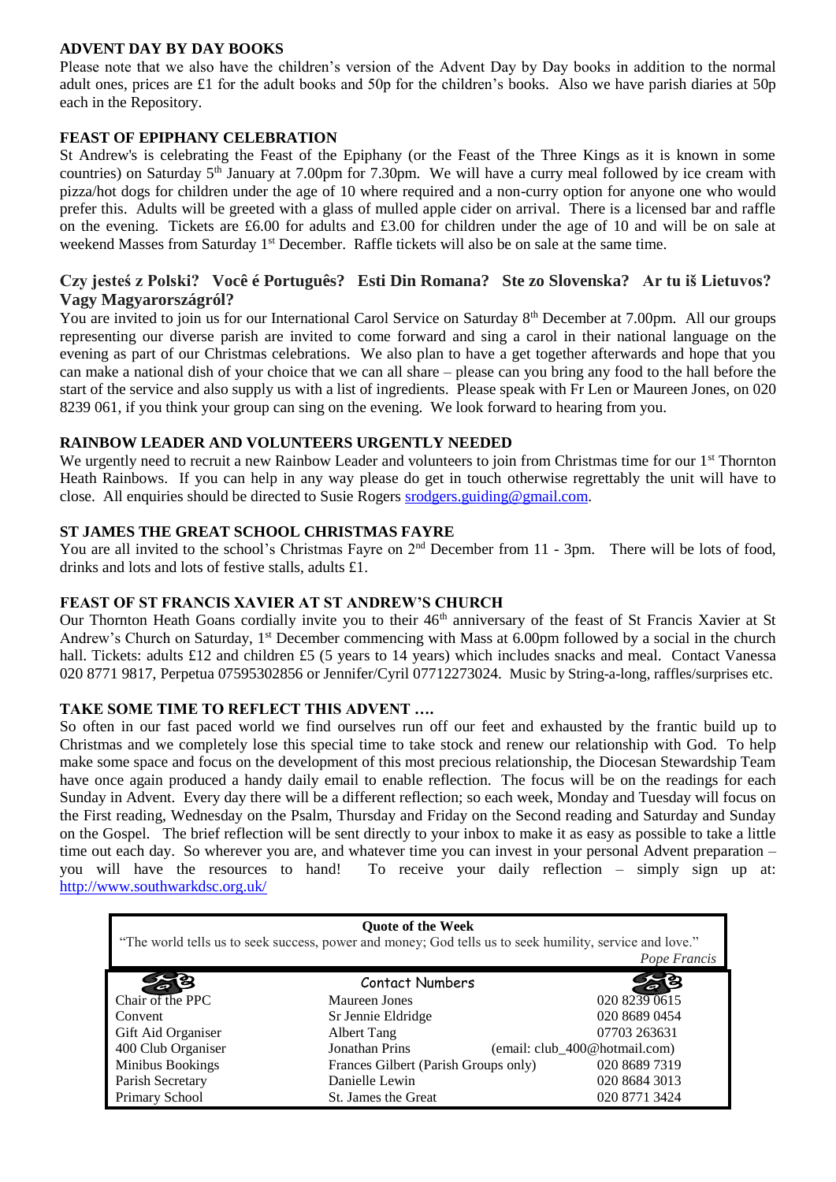**ADVENT DAY BY DAY BOOKS**

Please note that we also have the children's version of the Advent Day by Day books in addition to the normal adult ones, prices are £1 for the adult books and 50p for the children's books. Also we have parish diaries at 50p each in the Repository.

**FEAST OF EPIPHANY CELEBRATION**

St Andrew's is celebrating the Feast of the Epiphany (or the Feast of the Three Kings as it is known in some countries) on Saturday 5th January at 7.00pm for 7.30pm. We will have a curry meal followed by ice cream with pizza/hot dogs for children under the age of 10 where required and a non-curry option for anyone one who would prefer this. Adults will be greeted with a glass of mulled apple cider on arrival. There is a licensed bar and raffle on the evening. Tickets are £6.00 for adults and £3.00 for children under the age of 10 and will be on sale at weekend Masses from Saturday 1st December. Raffle tickets will also be on sale at the same time.

**Czy jesteś z Polski? Você é Português? Esti Din Romana? Ste zo Slovenska? Ar tu iš Lietuvos? Vagy Magyarországról?**

You are invited to join us for our International Carol Service on Saturday 8th December at 7.00pm. All our groups representing our diverse parish are invited to come forward and sing a carol in their national language on the evening as part of our Christmas celebrations. We also plan to have a get together afterwards and hope that you can make a national dish of your choice that we can all share – please can you bring any food to the hall before the start of the service and also supply us with a list of ingredients. Please speak with Fr Len or Maureen Jones, on 020 8239 061, if you think your group can sing on the evening. We look forward to hearing from you.

**RAINBOW LEADER AND VOLUNTEERS URGENTLY NEEDED**

We urgently need to recruit a new Rainbow Leader and volunteers to join from Christmas time for our 1st Thornton Heath Rainbows. If you can help in any way please do get in touch otherwise regrettably the unit will have to close. All enquiries should be directed to Susie Rogers srodgers.guiding@gmail.com.

**ST JAMES THE GREAT SCHOOL CHRISTMAS FAYRE**

You are all invited to the school's Christmas Fayre on 2nd December from 11 - 3pm. There will be lots of food, drinks and lots and lots of festive stalls, adults £1.

**FEAST OF ST FRANCIS XAVIER AT ST ANDREW'S CHURCH**

Our Thornton Heath Goans cordially invite you to their 46th anniversary of the feast of St Francis Xavier at St Andrew's Church on Saturday, 1st December commencing with Mass at 6.00pm followed by a social in the church hall. Tickets: adults £12 and children £5 (5 years to 14 years) which includes snacks and meal. Contact Vanessa 020 8771 9817, Perpetua 07595302856 or Jennifer/Cyril 07712273024. Music by String-a-long, raffles/surprises etc.

**TAKE SOME TIME TO REFLECT THIS ADVENT ….**

So often in our fast paced world we find ourselves run off our feet and exhausted by the frantic build up to Christmas and we completely lose this special time to take stock and renew our relationship with God. To help make some space and focus on the development of this most precious relationship, the Diocesan Stewardship Team have once again produced a handy daily email to enable reflection. The focus will be on the readings for each Sunday in Advent. Every day there will be a different reflection; so each week, Monday and Tuesday will focus on the First reading, Wednesday on the Psalm, Thursday and Friday on the Second reading and Saturday and Sunday on the Gospel. The brief reflection will be sent directly to your inbox to make it as easy as possible to take a little time out each day. So wherever you are, and whatever time you can invest in your personal Advent preparation – you will have the resources to hand! To receive your daily reflection – simply sign up at: http://www.southwarkdsc.org.uk/

**Quote of the Week**

"The world tells us to seek success, power and money; God tells us to seek humility, service and love."

*Pope Francis*

**Contact Numbers**

| | | |
|---|---|---|
| Chair of the PPC | Maureen Jones | 020 8239 0615 |
| Convent | Sr Jennie Eldridge | 020 8689 0454 |
| Gift Aid Organiser | Albert Tang | 07703 263631 |
| 400 Club Organiser | Jonathan Prins | (email: club_400@hotmail.com) |
| Minibus Bookings | Frances Gilbert (Parish Groups only) | 020 8689 7319 |
| Parish Secretary | Danielle Lewin | 020 8684 3013 |
| Primary School | St. James the Great | 020 8771 3424 |